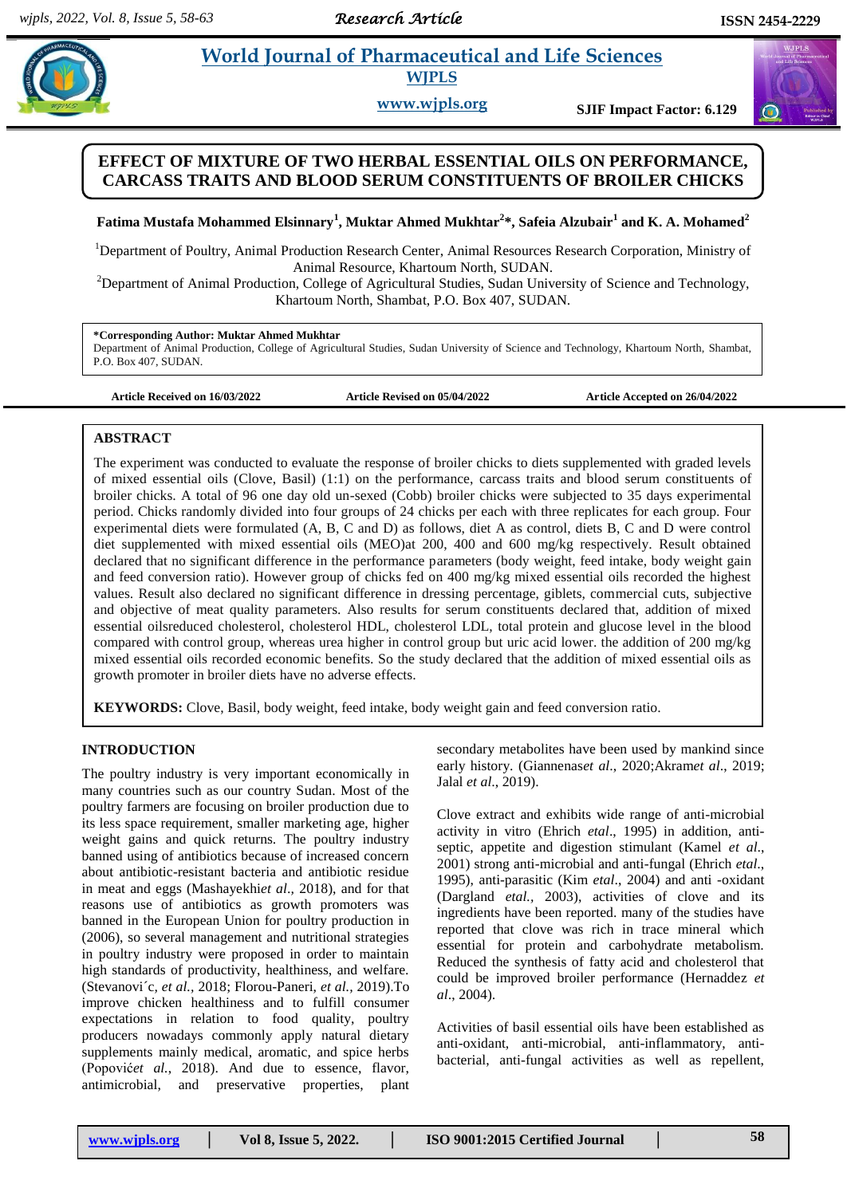# EFFECT OF MIXTURE OF TWO HERBAL ESSENTIAL OILS ON PERFORMANCE, CARCASS TRAITS AND BLOOD SERUM CONSTITUENTS OF BROILER CHICKS

**Fatima Mustafa Mohammed Elsinnary[1], Muktar Ahmed Mukhtar[2]*, Safeia Alzubair[1] and K. A. Mohamed[2]**

[1]Department of Poultry, Animal Production Research Center, Animal Resources Research Corporation, Ministry of Animal Resource, Khartoum North, SUDAN.

[2]Department of Animal Production, College of Agricultural Studies, Sudan University of Science and Technology, Khartoum North, Shambat, P.O. Box 407, SUDAN.

**\*Corresponding Author: Muktar Ahmed Mukhtar**
Department of Animal Production, College of Agricultural Studies, Sudan University of Science and Technology, Khartoum North, Shambat, P.O. Box 407, SUDAN.

**Article Received on 16/03/2022** **Article Revised on 05/04/2022** **Article Accepted on 26/04/2022**

## ABSTRACT

The experiment was conducted to evaluate the response of broiler chicks to diets supplemented with graded levels of mixed essential oils (Clove, Basil) (1:1) on the performance, carcass traits and blood serum constituents of broiler chicks. A total of 96 one day old un-sexed (Cobb) broiler chicks were subjected to 35 days experimental period. Chicks randomly divided into four groups of 24 chicks per each with three replicates for each group. Four experimental diets were formulated (A, B, C and D) as follows, diet A as control, diets B, C and D were control diet supplemented with mixed essential oils (MEO)at 200, 400 and 600 mg/kg respectively. Result obtained declared that no significant difference in the performance parameters (body weight, feed intake, body weight gain and feed conversion ratio). However group of chicks fed on 400 mg/kg mixed essential oils recorded the highest values. Result also declared no significant difference in dressing percentage, giblets, commercial cuts, subjective and objective of meat quality parameters. Also results for serum constituents declared that, addition of mixed essential oilsreduced cholesterol, cholesterol HDL, cholesterol LDL, total protein and glucose level in the blood compared with control group, whereas urea higher in control group but uric acid lower. the addition of 200 mg/kg mixed essential oils recorded economic benefits. So the study declared that the addition of mixed essential oils as growth promoter in broiler diets have no adverse effects.

**KEYWORDS:** Clove, Basil, body weight, feed intake, body weight gain and feed conversion ratio.

## INTRODUCTION

The poultry industry is very important economically in many countries such as our country Sudan. Most of the poultry farmers are focusing on broiler production due to its less space requirement, smaller marketing age, higher weight gains and quick returns. The poultry industry banned using of antibiotics because of increased concern about antibiotic-resistant bacteria and antibiotic residue in meat and eggs (Mashayekhi*et al*., 2018), and for that reasons use of antibiotics as growth promoters was banned in the European Union for poultry production in (2006), so several management and nutritional strategies in poultry industry were proposed in order to maintain high standards of productivity, healthiness, and welfare. (Stevanovi´c, *et al.,* 2018; Florou-Paneri, *et al.,* 2019).To improve chicken healthiness and to fulfill consumer expectations in relation to food quality, poultry producers nowadays commonly apply natural dietary supplements mainly medical, aromatic, and spice herbs (Popović*et al.,* 2018). And due to essence, flavor, antimicrobial, and preservative properties, plant secondary metabolites have been used by mankind since early history. (Giannenas*et al*., 2020;Akram*et al*., 2019; Jalal *et al*., 2019).

Clove extract and exhibits wide range of anti-microbial activity in vitro (Ehrich *etal*., 1995) in addition, anti-septic, appetite and digestion stimulant (Kamel *et al*., 2001) strong anti-microbial and anti-fungal (Ehrich *etal*., 1995), anti-parasitic (Kim *etal*., 2004) and anti -oxidant (Dargland *etal.,* 2003), activities of clove and its ingredients have been reported. many of the studies have reported that clove was rich in trace mineral which essential for protein and carbohydrate metabolism. Reduced the synthesis of fatty acid and cholesterol that could be improved broiler performance (Hernaddez *et al*., 2004).

Activities of basil essential oils have been established as anti-oxidant, anti-microbial, anti-inflammatory, anti-bacterial, anti-fungal activities as well as repellent,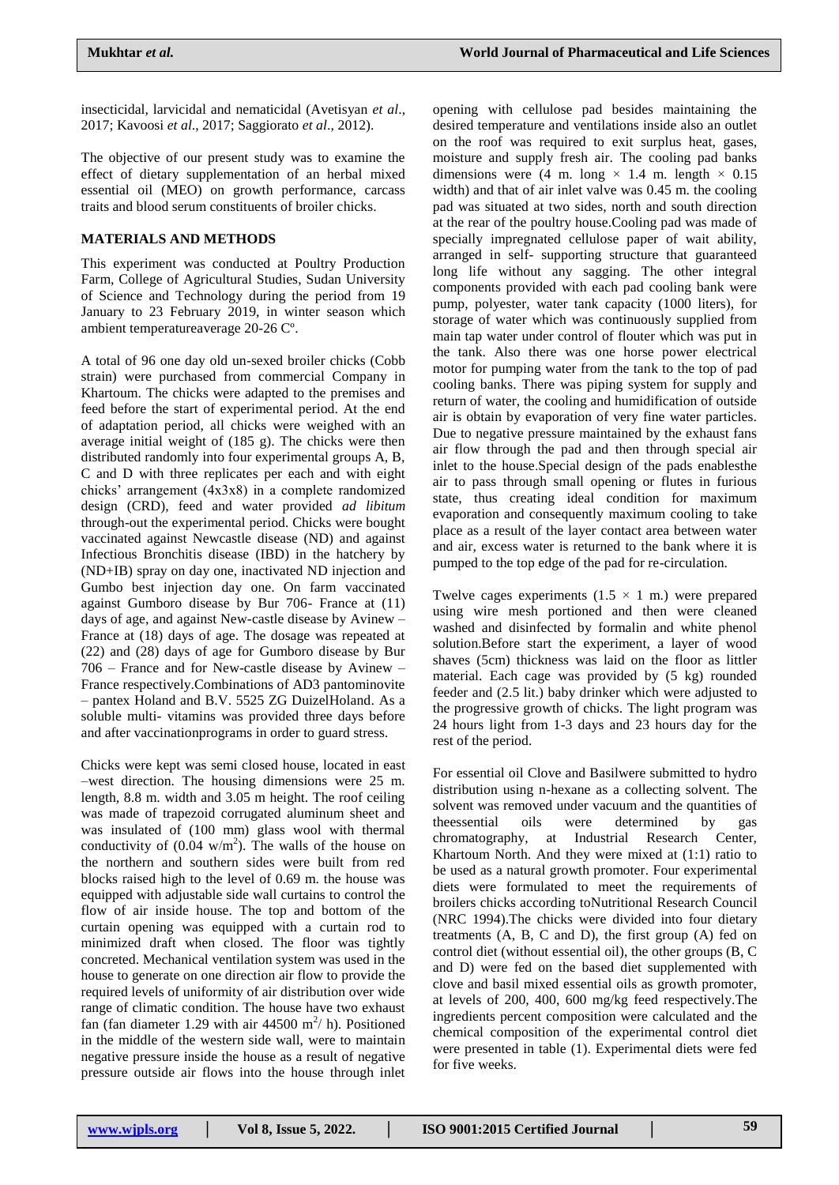insecticidal, larvicidal and nematicidal (Avetisyan *et al*., 2017; Kavoosi *et al*., 2017; Saggiorato *et al*., 2012).

The objective of our present study was to examine the effect of dietary supplementation of an herbal mixed essential oil (MEO) on growth performance, carcass traits and blood serum constituents of broiler chicks.

## MATERIALS AND METHODS

This experiment was conducted at Poultry Production Farm, College of Agricultural Studies, Sudan University of Science and Technology during the period from 19 January to 23 February 2019, in winter season which ambient temperatureaverage 20-26 Cº.

A total of 96 one day old un-sexed broiler chicks (Cobb strain) were purchased from commercial Company in Khartoum. The chicks were adapted to the premises and feed before the start of experimental period. At the end of adaptation period, all chicks were weighed with an average initial weight of (185 g). The chicks were then distributed randomly into four experimental groups A, B, C and D with three replicates per each and with eight chicks' arrangement (4x3x8) in a complete randomized design (CRD), feed and water provided *ad libitum* through-out the experimental period. Chicks were bought vaccinated against Newcastle disease (ND) and against Infectious Bronchitis disease (IBD) in the hatchery by (ND+IB) spray on day one, inactivated ND injection and Gumbo best injection day one. On farm vaccinated against Gumboro disease by Bur 706- France at (11) days of age, and against New-castle disease by Avinew – France at (18) days of age. The dosage was repeated at (22) and (28) days of age for Gumboro disease by Bur 706 – France and for New-castle disease by Avinew – France respectively.Combinations of AD3 pantominovite – pantex Holand and B.V. 5525 ZG DuizelHoland. As a soluble multi- vitamins was provided three days before and after vaccinationprograms in order to guard stress.

Chicks were kept was semi closed house, located in east –west direction. The housing dimensions were 25 m. length, 8.8 m. width and 3.05 m height. The roof ceiling was made of trapezoid corrugated aluminum sheet and was insulated of (100 mm) glass wool with thermal conductivity of (0.04 w/m$^2$). The walls of the house on the northern and southern sides were built from red blocks raised high to the level of 0.69 m. the house was equipped with adjustable side wall curtains to control the flow of air inside house. The top and bottom of the curtain opening was equipped with a curtain rod to minimized draft when closed. The floor was tightly concreted. Mechanical ventilation system was used in the house to generate on one direction air flow to provide the required levels of uniformity of air distribution over wide range of climatic condition. The house have two exhaust fan (fan diameter 1.29 with air 44500 m$^2$/ h). Positioned in the middle of the western side wall, were to maintain negative pressure inside the house as a result of negative pressure outside air flows into the house through inlet opening with cellulose pad besides maintaining the desired temperature and ventilations inside also an outlet on the roof was required to exit surplus heat, gases, moisture and supply fresh air. The cooling pad banks dimensions were (4 m. long × 1.4 m. length × 0.15 width) and that of air inlet valve was 0.45 m. the cooling pad was situated at two sides, north and south direction at the rear of the poultry house.Cooling pad was made of specially impregnated cellulose paper of wait ability, arranged in self- supporting structure that guaranteed long life without any sagging. The other integral components provided with each pad cooling bank were pump, polyester, water tank capacity (1000 liters), for storage of water which was continuously supplied from main tap water under control of flouter which was put in the tank. Also there was one horse power electrical motor for pumping water from the tank to the top of pad cooling banks. There was piping system for supply and return of water, the cooling and humidification of outside air is obtain by evaporation of very fine water particles. Due to negative pressure maintained by the exhaust fans air flow through the pad and then through special air inlet to the house.Special design of the pads enablesthe air to pass through small opening or flutes in furious state, thus creating ideal condition for maximum evaporation and consequently maximum cooling to take place as a result of the layer contact area between water and air, excess water is returned to the bank where it is pumped to the top edge of the pad for re-circulation.

Twelve cages experiments (1.5 × 1 m.) were prepared using wire mesh portioned and then were cleaned washed and disinfected by formalin and white phenol solution.Before start the experiment, a layer of wood shaves (5cm) thickness was laid on the floor as littler material. Each cage was provided by (5 kg) rounded feeder and (2.5 lit.) baby drinker which were adjusted to the progressive growth of chicks. The light program was 24 hours light from 1-3 days and 23 hours day for the rest of the period.

For essential oil Clove and Basilwere submitted to hydro distribution using n-hexane as a collecting solvent. The solvent was removed under vacuum and the quantities of theessential oils were determined by gas chromatography, at Industrial Research Center, Khartoum North. And they were mixed at (1:1) ratio to be used as a natural growth promoter. Four experimental diets were formulated to meet the requirements of broilers chicks according toNutritional Research Council (NRC 1994).The chicks were divided into four dietary treatments (A, B, C and D), the first group (A) fed on control diet (without essential oil), the other groups (B, C and D) were fed on the based diet supplemented with clove and basil mixed essential oils as growth promoter, at levels of 200, 400, 600 mg/kg feed respectively.The ingredients percent composition were calculated and the chemical composition of the experimental control diet were presented in table (1). Experimental diets were fed for five weeks.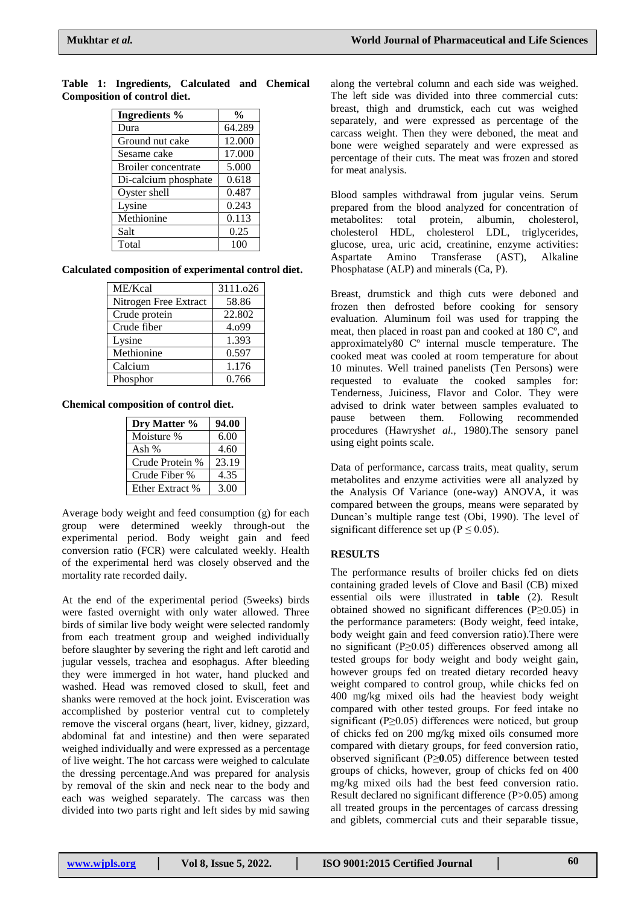**Table 1: Ingredients, Calculated and Chemical Composition of control diet.**

| Ingredients % | % |
|---|---|
| Dura | 64.289 |
| Ground nut cake | 12.000 |
| Sesame cake | 17.000 |
| Broiler concentrate | 5.000 |
| Di-calcium phosphate | 0.618 |
| Oyster shell | 0.487 |
| Lysine | 0.243 |
| Methionine | 0.113 |
| Salt | 0.25 |
| Total | 100 |

**Calculated composition of experimental control diet.**

| ME/Kcal | 3111.o26 |
|---|---|
| Nitrogen Free Extract | 58.86 |
| Crude protein | 22.802 |
| Crude fiber | 4.o99 |
| Lysine | 1.393 |
| Methionine | 0.597 |
| Calcium | 1.176 |
| Phosphor | 0.766 |

**Chemical composition of control diet.**

| Dry Matter % | 94.00 |
|---|---|
| Moisture % | 6.00 |
| Ash % | 4.60 |
| Crude Protein % | 23.19 |
| Crude Fiber % | 4.35 |
| Ether Extract % | 3.00 |

Average body weight and feed consumption (g) for each group were determined weekly through-out the experimental period. Body weight gain and feed conversion ratio (FCR) were calculated weekly. Health of the experimental herd was closely observed and the mortality rate recorded daily.

At the end of the experimental period (5weeks) birds were fasted overnight with only water allowed. Three birds of similar live body weight were selected randomly from each treatment group and weighed individually before slaughter by severing the right and left carotid and jugular vessels, trachea and esophagus. After bleeding they were immerged in hot water, hand plucked and washed. Head was removed closed to skull, feet and shanks were removed at the hock joint. Evisceration was accomplished by posterior ventral cut to completely remove the visceral organs (heart, liver, kidney, gizzard, abdominal fat and intestine) and then were separated weighed individually and were expressed as a percentage of live weight. The hot carcass were weighed to calculate the dressing percentage.And was prepared for analysis by removal of the skin and neck near to the body and each was weighed separately. The carcass was then divided into two parts right and left sides by mid sawing along the vertebral column and each side was weighed. The left side was divided into three commercial cuts: breast, thigh and drumstick, each cut was weighed separately, and were expressed as percentage of the carcass weight. Then they were deboned, the meat and bone were weighed separately and were expressed as percentage of their cuts. The meat was frozen and stored for meat analysis.

Blood samples withdrawal from jugular veins. Serum prepared from the blood analyzed for concentration of metabolites: total protein, albumin, cholesterol, cholesterol HDL, cholesterol LDL, triglycerides, glucose, urea, uric acid, creatinine, enzyme activities: Aspartate Amino Transferase (AST), Alkaline Phosphatase (ALP) and minerals (Ca, P).

Breast, drumstick and thigh cuts were deboned and frozen then defrosted before cooking for sensory evaluation. Aluminum foil was used for trapping the meat, then placed in roast pan and cooked at 180 Cº, and approximately80 Cº internal muscle temperature. The cooked meat was cooled at room temperature for about 10 minutes. Well trained panelists (Ten Persons) were requested to evaluate the cooked samples for: Tenderness, Juiciness, Flavor and Color. They were advised to drink water between samples evaluated to pause between them. Following recommended procedures (Hawrysh*et al.,* 1980).The sensory panel using eight points scale.

Data of performance, carcass traits, meat quality, serum metabolites and enzyme activities were all analyzed by the Analysis Of Variance (one-way) ANOVA, it was compared between the groups, means were separated by Duncan's multiple range test (Obi, 1990). The level of significant difference set up ($P \leq 0.05$).

## RESULTS

The performance results of broiler chicks fed on diets containing graded levels of Clove and Basil (CB) mixed essential oils were illustrated in **table** (2). Result obtained showed no significant differences ($P \geq 0.05$) in the performance parameters: (Body weight, feed intake, body weight gain and feed conversion ratio).There were no significant ($P \geq 0.05$) differences observed among all tested groups for body weight and body weight gain, however groups fed on treated dietary recorded heavy weight compared to control group, while chicks fed on 400 mg/kg mixed oils had the heaviest body weight compared with other tested groups. For feed intake no significant ($P \geq 0.05$) differences were noticed, but group of chicks fed on 200 mg/kg mixed oils consumed more compared with dietary groups, for feed conversion ratio, observed significant ($P \geq$**0**.05) difference between tested groups of chicks, however, group of chicks fed on 400 mg/kg mixed oils had the best feed conversion ratio. Result declared no significant difference ($P > 0.05$) among all treated groups in the percentages of carcass dressing and giblets, commercial cuts and their separable tissue,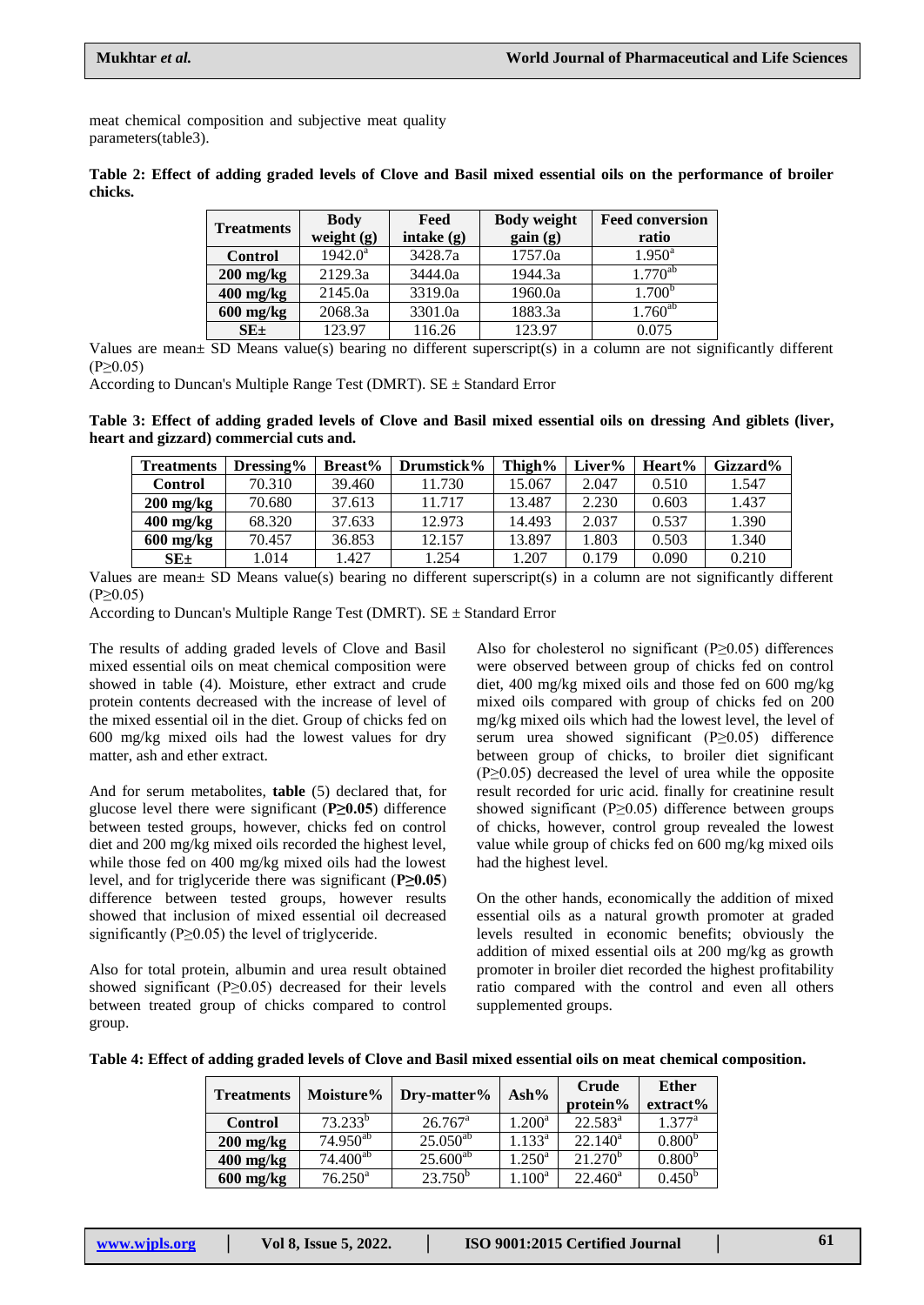meat chemical composition and subjective meat quality parameters(table3).

**Table 2: Effect of adding graded levels of Clove and Basil mixed essential oils on the performance of broiler chicks.**

| Treatments | Body weight (g) | Feed intake (g) | Body weight gain (g) | Feed conversion ratio |
|---|---|---|---|---|
| **Control** | $1942.0^{a}$ | 3428.7a | 1757.0a | $1.950^{a}$ |
| **200 mg/kg** | 2129.3a | 3444.0a | 1944.3a | $1.770^{ab}$ |
| **400 mg/kg** | 2145.0a | 3319.0a | 1960.0a | $1.700^{b}$ |
| **600 mg/kg** | 2068.3a | 3301.0a | 1883.3a | $1.760^{ab}$ |
| **SE±** | 123.97 | 116.26 | 123.97 | 0.075 |

Values are mean± SD Means value(s) bearing no different superscript(s) in a column are not significantly different (P≥0.05)

According to Duncan's Multiple Range Test (DMRT). SE ± Standard Error

**Table 3: Effect of adding graded levels of Clove and Basil mixed essential oils on dressing And giblets (liver, heart and gizzard) commercial cuts and.**

| Treatments | Dressing% | Breast% | Drumstick% | Thigh% | Liver% | Heart% | Gizzard% |
|---|---|---|---|---|---|---|---|
| **Control** | 70.310 | 39.460 | 11.730 | 15.067 | 2.047 | 0.510 | 1.547 |
| **200 mg/kg** | 70.680 | 37.613 | 11.717 | 13.487 | 2.230 | 0.603 | 1.437 |
| **400 mg/kg** | 68.320 | 37.633 | 12.973 | 14.493 | 2.037 | 0.537 | 1.390 |
| **600 mg/kg** | 70.457 | 36.853 | 12.157 | 13.897 | 1.803 | 0.503 | 1.340 |
| **SE±** | 1.014 | 1.427 | 1.254 | 1.207 | 0.179 | 0.090 | 0.210 |

Values are mean± SD Means value(s) bearing no different superscript(s) in a column are not significantly different (P≥0.05)

According to Duncan's Multiple Range Test (DMRT). SE ± Standard Error

The results of adding graded levels of Clove and Basil mixed essential oils on meat chemical composition were showed in table (4). Moisture, ether extract and crude protein contents decreased with the increase of level of the mixed essential oil in the diet. Group of chicks fed on 600 mg/kg mixed oils had the lowest values for dry matter, ash and ether extract.

And for serum metabolites, **table** (5) declared that, for glucose level there were significant (**P≥0.05**) difference between tested groups, however, chicks fed on control diet and 200 mg/kg mixed oils recorded the highest level, while those fed on 400 mg/kg mixed oils had the lowest level, and for triglyceride there was significant (**P≥0.05**) difference between tested groups, however results showed that inclusion of mixed essential oil decreased significantly (P≥0.05) the level of triglyceride.

Also for total protein, albumin and urea result obtained showed significant (P≥0.05) decreased for their levels between treated group of chicks compared to control group.

Also for cholesterol no significant (P≥0.05) differences were observed between group of chicks fed on control diet, 400 mg/kg mixed oils and those fed on 600 mg/kg mixed oils compared with group of chicks fed on 200 mg/kg mixed oils which had the lowest level, the level of serum urea showed significant (P≥0.05) difference between group of chicks, to broiler diet significant (P≥0.05) decreased the level of urea while the opposite result recorded for uric acid. finally for creatinine result showed significant (P≥0.05) difference between groups of chicks, however, control group revealed the lowest value while group of chicks fed on 600 mg/kg mixed oils had the highest level.

On the other hands, economically the addition of mixed essential oils as a natural growth promoter at graded levels resulted in economic benefits; obviously the addition of mixed essential oils at 200 mg/kg as growth promoter in broiler diet recorded the highest profitability ratio compared with the control and even all others supplemented groups.

**Table 4: Effect of adding graded levels of Clove and Basil mixed essential oils on meat chemical composition.**

| Treatments | Moisture% | Dry-matter% | Ash% | Crude protein% | Ether extract% |
|---|---|---|---|---|---|
| **Control** | $73.233^{b}$ | $26.767^{a}$ | $1.200^{a}$ | $22.583^{a}$ | $1.377^{a}$ |
| **200 mg/kg** | $74.950^{ab}$ | $25.050^{ab}$ | $1.133^{a}$ | $22.140^{a}$ | $0.800^{b}$ |
| **400 mg/kg** | $74.400^{ab}$ | $25.600^{ab}$ | $1.250^{a}$ | $21.270^{b}$ | $0.800^{b}$ |
| **600 mg/kg** | $76.250^{a}$ | $23.750^{b}$ | $1.100^{a}$ | $22.460^{a}$ | $0.450^{b}$ |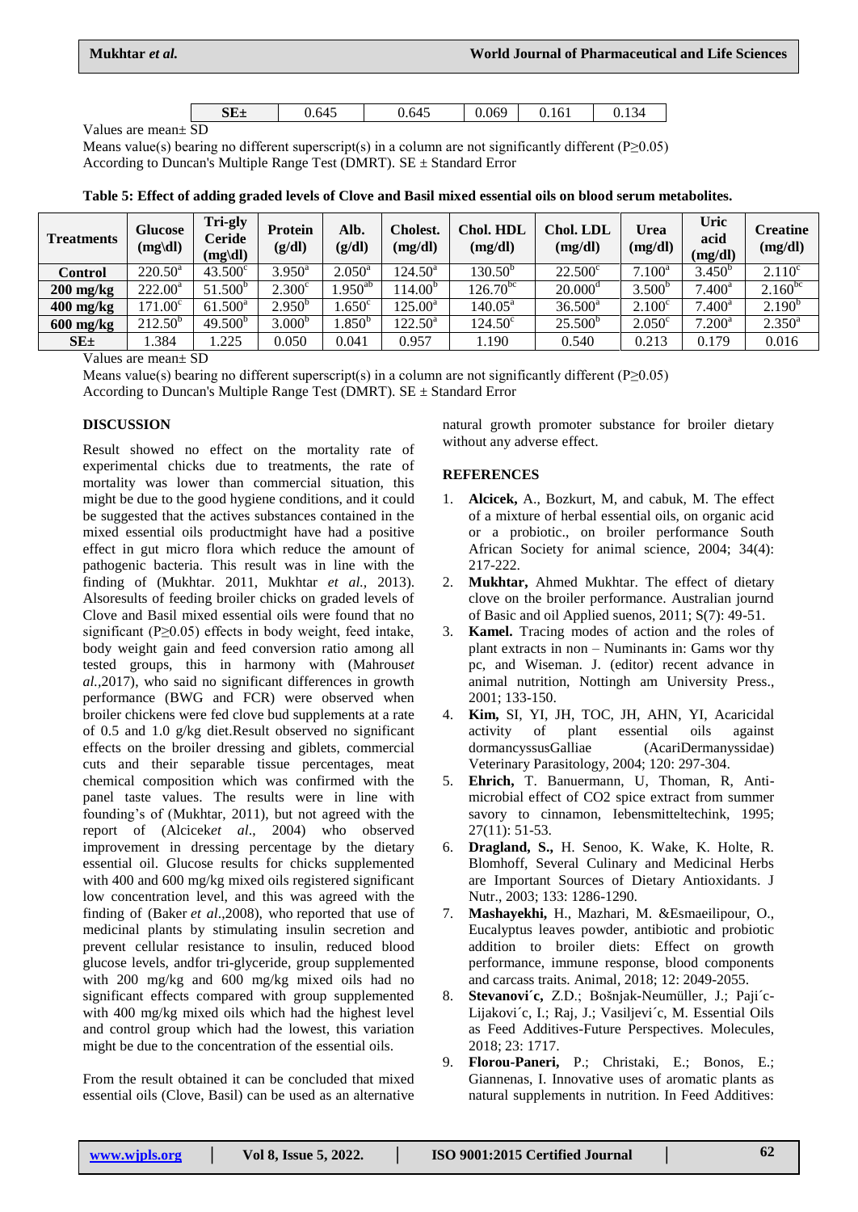| SE± | 0.645 | 0.645 | 0.069 | 0.161 | 0.134 |
|---|---|---|---|---|---|

Values are mean± SD

Means value(s) bearing no different superscript(s) in a column are not significantly different (P≥0.05)

According to Duncan's Multiple Range Test (DMRT). SE ± Standard Error

**Table 5: Effect of adding graded levels of Clove and Basil mixed essential oils on blood serum metabolites.**

| Treatments | Glucose (mg\dl) | Tri-gly Ceride (mg\dl) | Protein (g/dl) | Alb. (g/dl) | Cholest. (mg/dl) | Chol. HDL (mg/dl) | Chol. LDL (mg/dl) | Urea (mg/dl) | Uric acid (mg/dl) | Creatine (mg/dl) |
|---|---|---|---|---|---|---|---|---|---|---|
| **Control** | $220.50^{a}$ | $43.500^{c}$ | $3.950^{a}$ | $2.050^{a}$ | $124.50^{a}$ | $130.50^{b}$ | $22.500^{c}$ | $7.100^{a}$ | $3.450^{b}$ | $2.110^{c}$ |
| **200 mg/kg** | $222.00^{a}$ | $51.500^{b}$ | $2.300^{c}$ | $1.950^{ab}$ | $114.00^{b}$ | $126.70^{bc}$ | $20.000^{d}$ | $3.500^{b}$ | $7.400^{a}$ | $2.160^{bc}$ |
| **400 mg/kg** | $171.00^{c}$ | $61.500^{a}$ | $2.950^{b}$ | $1.650^{c}$ | $125.00^{a}$ | $140.05^{a}$ | $36.500^{a}$ | $2.100^{c}$ | $7.400^{a}$ | $2.190^{b}$ |
| **600 mg/kg** | $212.50^{b}$ | $49.500^{b}$ | $3.000^{b}$ | $1.850^{b}$ | $122.50^{a}$ | $124.50^{c}$ | $25.500^{b}$ | $2.050^{c}$ | $7.200^{a}$ | $2.350^{a}$ |
| **SE±** | 1.384 | 1.225 | 0.050 | 0.041 | 0.957 | 1.190 | 0.540 | 0.213 | 0.179 | 0.016 |

Values are mean± SD

Means value(s) bearing no different superscript(s) in a column are not significantly different (P≥0.05)

According to Duncan's Multiple Range Test (DMRT). SE ± Standard Error

## DISCUSSION

Result showed no effect on the mortality rate of experimental chicks due to treatments, the rate of mortality was lower than commercial situation, this might be due to the good hygiene conditions, and it could be suggested that the actives substances contained in the mixed essential oils productmight have had a positive effect in gut micro flora which reduce the amount of pathogenic bacteria. This result was in line with the finding of (Mukhtar. 2011, Mukhtar *et al.*, 2013). Alsoresults of feeding broiler chicks on graded levels of Clove and Basil mixed essential oils were found that no significant (P≥0.05) effects in body weight, feed intake, body weight gain and feed conversion ratio among all tested groups, this in harmony with (Mahrous*et al.*,2017), who said no significant differences in growth performance (BWG and FCR) were observed when broiler chickens were fed clove bud supplements at a rate of 0.5 and 1.0 g/kg diet.Result observed no significant effects on the broiler dressing and giblets, commercial cuts and their separable tissue percentages, meat chemical composition which was confirmed with the panel taste values. The results were in line with founding's of (Mukhtar, 2011), but not agreed with the report of (Alcicek*et al*., 2004) who observed improvement in dressing percentage by the dietary essential oil. Glucose results for chicks supplemented with 400 and 600 mg/kg mixed oils registered significant low concentration level, and this was agreed with the finding of (Baker *et al*.,2008), who reported that use of medicinal plants by stimulating insulin secretion and prevent cellular resistance to insulin, reduced blood glucose levels, andfor tri-glyceride, group supplemented with 200 mg/kg and 600 mg/kg mixed oils had no significant effects compared with group supplemented with 400 mg/kg mixed oils which had the highest level and control group which had the lowest, this variation might be due to the concentration of the essential oils.

From the result obtained it can be concluded that mixed essential oils (Clove, Basil) can be used as an alternative natural growth promoter substance for broiler dietary without any adverse effect.

## REFERENCES

1. **Alcicek,** A., Bozkurt, M, and cabuk, M. The effect of a mixture of herbal essential oils, on organic acid or a probiotic., on broiler performance South African Society for animal science, 2004; 34(4): 217-222.
2. **Mukhtar,** Ahmed Mukhtar. The effect of dietary clove on the broiler performance. Australian journd of Basic and oil Applied suenos, 2011; S(7): 49-51.
3. **Kamel.** Tracing modes of action and the roles of plant extracts in non – Numinants in: Gams wor thy pc, and Wiseman. J. (editor) recent advance in animal nutrition, Nottingh am University Press., 2001; 133-150.
4. **Kim,** SI, YI, JH, TOC, JH, AHN, YI, Acaricidal activity of plant essential oils against dormancyssusGalliae (AcariDermanyssidae) Veterinary Parasitology, 2004; 120: 297-304.
5. **Ehrich,** T. Banuermann, U, Thoman, R, Anti-microbial effect of CO2 spice extract from summer savory to cinnamon, Iebensmitteltechink, 1995; 27(11): 51-53.
6. **Dragland, S.,** H. Senoo, K. Wake, K. Holte, R. Blomhoff, Several Culinary and Medicinal Herbs are Important Sources of Dietary Antioxidants. J Nutr., 2003; 133: 1286-1290.
7. **Mashayekhi,** H., Mazhari, M. &Esmaeilipour, O., Eucalyptus leaves powder, antibiotic and probiotic addition to broiler diets: Effect on growth performance, immune response, blood components and carcass traits. Animal, 2018; 12: 2049-2055.
8. **Stevanovi´c,** Z.D.; Bošnjak-Neumüller, J.; Paji´c-Lijakovi´c, I.; Raj, J.; Vasiljevi´c, M. Essential Oils as Feed Additives-Future Perspectives. Molecules, 2018; 23: 1717.
9. **Florou-Paneri,** P.; Christaki, E.; Bonos, E.; Giannenas, I. Innovative uses of aromatic plants as natural supplements in nutrition. In Feed Additives: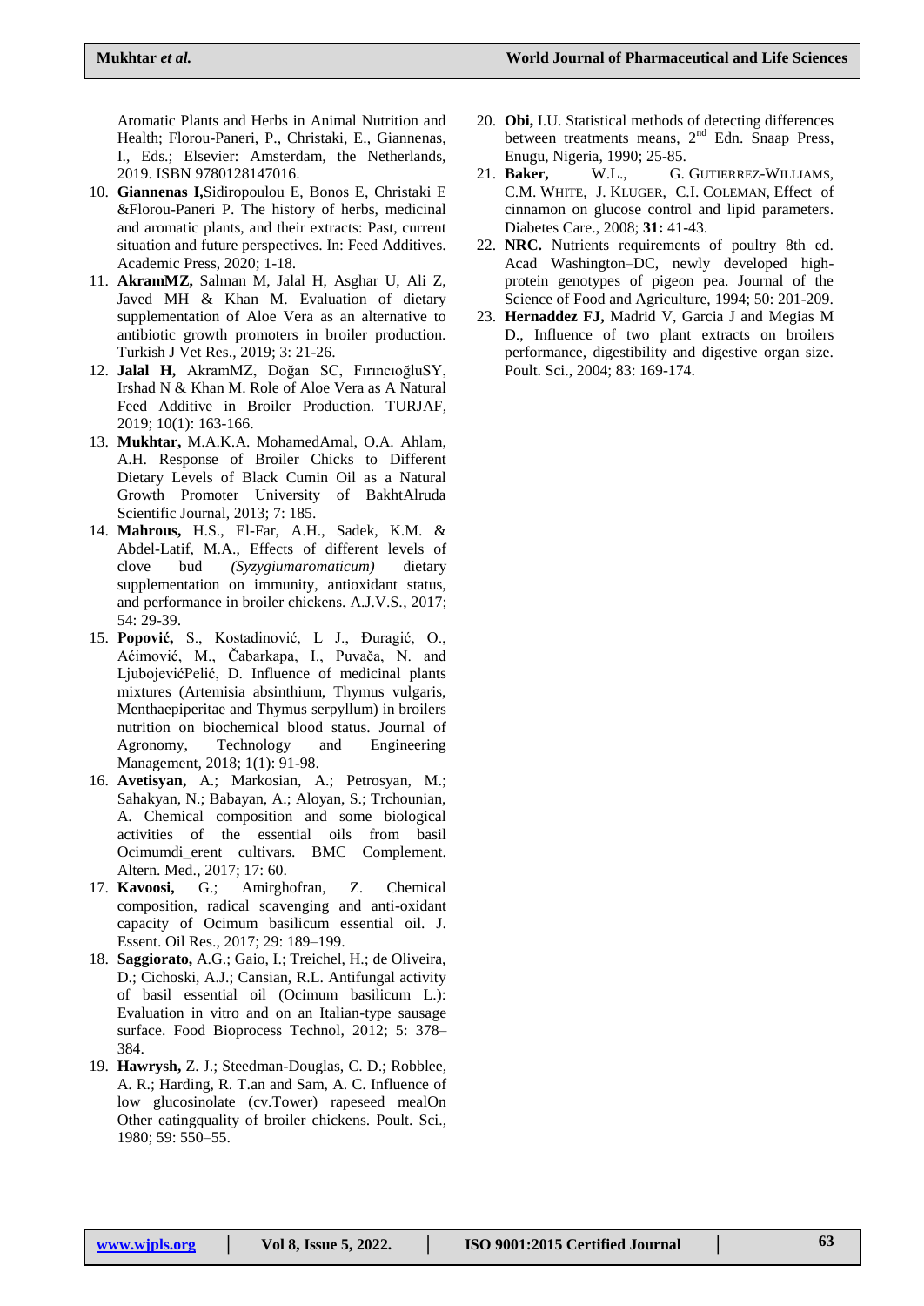Aromatic Plants and Herbs in Animal Nutrition and Health; Florou-Paneri, P., Christaki, E., Giannenas, I., Eds.; Elsevier: Amsterdam, the Netherlands, 2019. ISBN 9780128147016.

10. **Giannenas I,**Sidiropoulou E, Bonos E, Christaki E &Florou-Paneri P. The history of herbs, medicinal and aromatic plants, and their extracts: Past, current situation and future perspectives. In: Feed Additives. Academic Press, 2020; 1-18.
11. **AkramMZ,** Salman M, Jalal H, Asghar U, Ali Z, Javed MH & Khan M. Evaluation of dietary supplementation of Aloe Vera as an alternative to antibiotic growth promoters in broiler production. Turkish J Vet Res., 2019; 3: 21-26.
12. **Jalal H,** AkramMZ, Doğan SC, FırıncıoğluSY, Irshad N & Khan M. Role of Aloe Vera as A Natural Feed Additive in Broiler Production. TURJAF, 2019; 10(1): 163-166.
13. **Mukhtar,** M.A.K.A. MohamedAmal, O.A. Ahlam, A.H. Response of Broiler Chicks to Different Dietary Levels of Black Cumin Oil as a Natural Growth Promoter University of BakhtAlruda Scientific Journal, 2013; 7: 185.
14. **Mahrous,** H.S., El-Far, A.H., Sadek, K.M. & Abdel-Latif, M.A., Effects of different levels of clove bud *(Syzygiumaromaticum)* dietary supplementation on immunity, antioxidant status, and performance in broiler chickens. A.J.V.S., 2017; 54: 29-39.
15. **Popović,** S., Kostadinović, L J., Đuragić, O., Aćimović, M., Čabarkapa, I., Puvača, N. and LjubojevićPelić, D. Influence of medicinal plants mixtures (Artemisia absinthium, Thymus vulgaris, Menthaepiperitae and Thymus serpyllum) in broilers nutrition on biochemical blood status. Journal of Agronomy, Technology and Engineering Management, 2018; 1(1): 91-98.
16. **Avetisyan,** A.; Markosian, A.; Petrosyan, M.; Sahakyan, N.; Babayan, A.; Aloyan, S.; Trchounian, A. Chemical composition and some biological activities of the essential oils from basil Ocimumdi_erent cultivars. BMC Complement. Altern. Med., 2017; 17: 60.
17. **Kavoosi,** G.; Amirghofran, Z. Chemical composition, radical scavenging and anti-oxidant capacity of Ocimum basilicum essential oil. J. Essent. Oil Res., 2017; 29: 189–199.
18. **Saggiorato,** A.G.; Gaio, I.; Treichel, H.; de Oliveira, D.; Cichoski, A.J.; Cansian, R.L. Antifungal activity of basil essential oil (Ocimum basilicum L.): Evaluation in vitro and on an Italian-type sausage surface. Food Bioprocess Technol, 2012; 5: 378–384.
19. **Hawrysh,** Z. J.; Steedman-Douglas, C. D.; Robblee, A. R.; Harding, R. T.an and Sam, A. C. Influence of low glucosinolate (cv.Tower) rapeseed mealOn Other eatingquality of broiler chickens. Poult. Sci., 1980; 59: 550–55.
20. **Obi,** I.U. Statistical methods of detecting differences between treatments means, 2nd Edn. Snaap Press, Enugu, Nigeria, 1990; 25-85.
21. **Baker,** W.L., G. Gutierrez-Williams, C.M. White, J. Kluger, C.I. Coleman, Effect of cinnamon on glucose control and lipid parameters. Diabetes Care., 2008; **31:** 41-43.
22. **NRC.** Nutrients requirements of poultry 8th ed. Acad Washington–DC, newly developed high-protein genotypes of pigeon pea. Journal of the Science of Food and Agriculture, 1994; 50: 201-209.
23. **Hernaddez FJ,** Madrid V, Garcia J and Megias M D., Influence of two plant extracts on broilers performance, digestibility and digestive organ size. Poult. Sci., 2004; 83: 169-174.